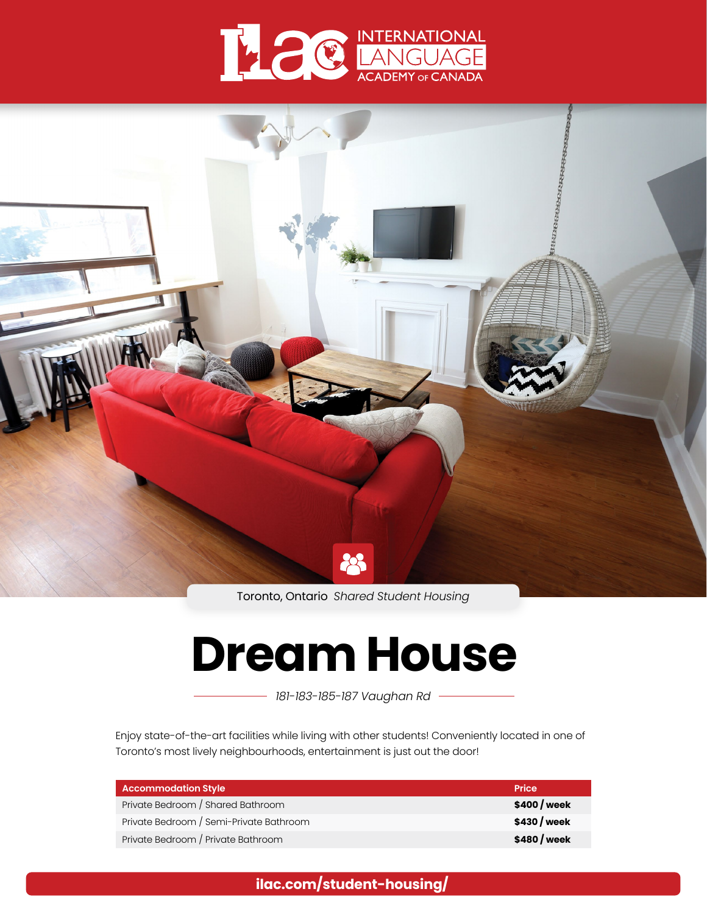ILAC INTERNATIONAL LANGUAGE ACADEMY OF CANADA

Toronto, Ontario *Shared Student Housing*

# Dream House

*181-183-185-187 Vaughan Rd*

Enjoy state-of-the-art facilities while living with other students! Conveniently located in one of Toronto's most lively neighbourhoods, entertainment is just out the door!

| Accommodation Style | Price |
|---|---|
| Private Bedroom / Shared Bathroom | **$400 / week** |
| Private Bedroom / Semi-Private Bathroom | **$430 / week** |
| Private Bedroom / Private Bathroom | **$480 / week** |

**ilac.com/student-housing/**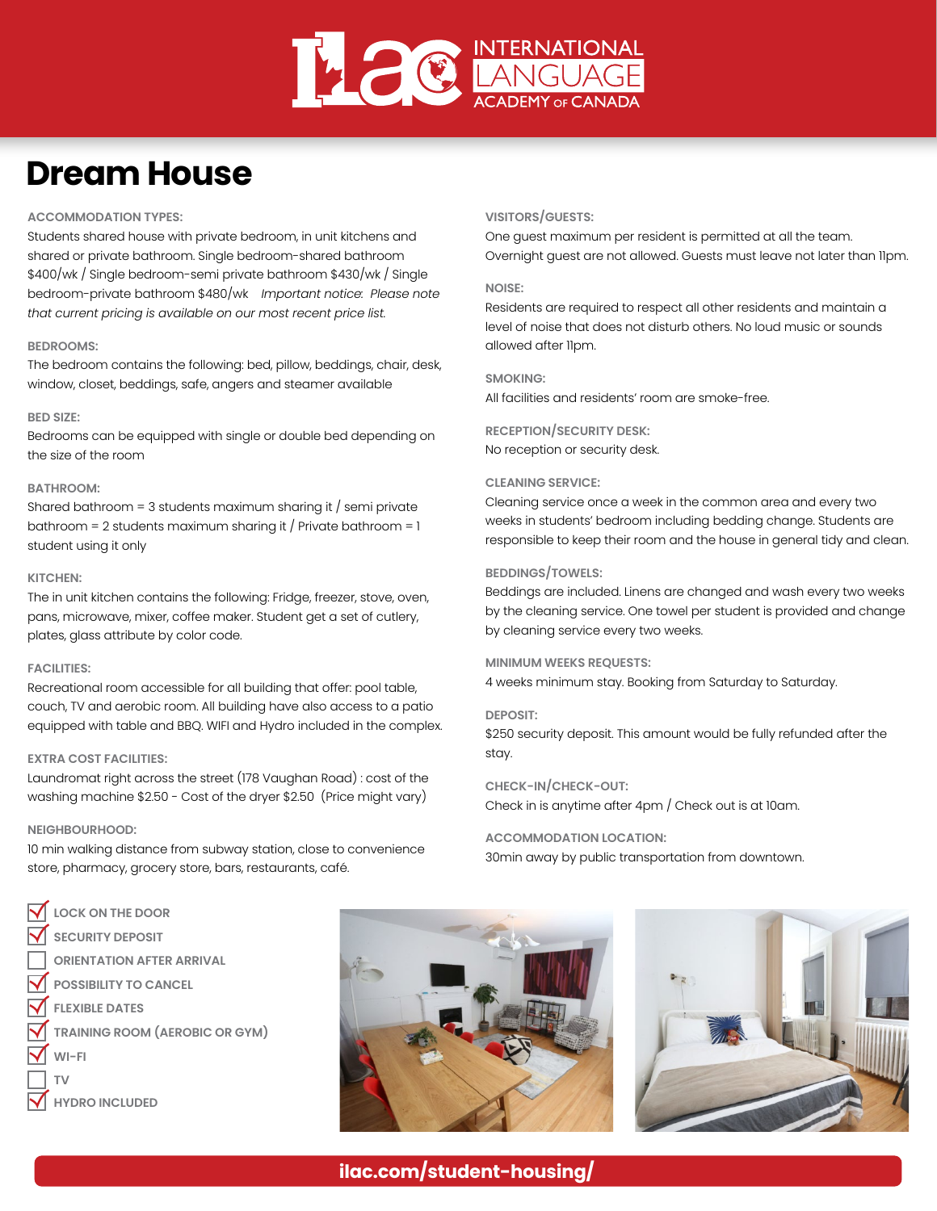# Dream House

**ACCOMMODATION TYPES:**
Students shared house with private bedroom, in unit kitchens and shared or private bathroom. Single bedroom-shared bathroom $400/wk / Single bedroom-semi private bathroom $430/wk / Single bedroom-private bathroom $480/wk *Important notice: Please note that current pricing is available on our most recent price list.*

**BEDROOMS:**
The bedroom contains the following: bed, pillow, beddings, chair, desk, window, closet, beddings, safe, angers and steamer available

**BED SIZE:**
Bedrooms can be equipped with single or double bed depending on the size of the room

**BATHROOM:**
Shared bathroom = 3 students maximum sharing it / semi private bathroom = 2 students maximum sharing it / Private bathroom = 1 student using it only

**KITCHEN:**
The in unit kitchen contains the following: Fridge, freezer, stove, oven, pans, microwave, mixer, coffee maker. Student get a set of cutlery, plates, glass attribute by color code.

**FACILITIES:**
Recreational room accessible for all building that offer: pool table, couch, TV and aerobic room. All building have also access to a patio equipped with table and BBQ. WIFI and Hydro included in the complex.

**EXTRA COST FACILITIES:**
Laundromat right across the street (178 Vaughan Road) : cost of the washing machine $2.50 - Cost of the dryer $2.50 (Price might vary)

**NEIGHBOURHOOD:**
10 min walking distance from subway station, close to convenience store, pharmacy, grocery store, bars, restaurants, café.

**VISITORS/GUESTS:**
One guest maximum per resident is permitted at all the team. Overnight guest are not allowed. Guests must leave not later than 11pm.

**NOISE:**
Residents are required to respect all other residents and maintain a level of noise that does not disturb others. No loud music or sounds allowed after 11pm.

**SMOKING:**
All facilities and residents' room are smoke-free.

**RECEPTION/SECURITY DESK:**
No reception or security desk.

**CLEANING SERVICE:**
Cleaning service once a week in the common area and every two weeks in students' bedroom including bedding change. Students are responsible to keep their room and the house in general tidy and clean.

**BEDDINGS/TOWELS:**
Beddings are included. Linens are changed and wash every two weeks by the cleaning service. One towel per student is provided and change by cleaning service every two weeks.

**MINIMUM WEEKS REQUESTS:**
4 weeks minimum stay. Booking from Saturday to Saturday.

**DEPOSIT:**
$250 security deposit. This amount would be fully refunded after the stay.

**CHECK-IN/CHECK-OUT:**
Check in is anytime after 4pm / Check out is at 10am.

**ACCOMMODATION LOCATION:**
30min away by public transportation from downtown.

- [x] LOCK ON THE DOOR
- [x] SECURITY DEPOSIT
- [ ] ORIENTATION AFTER ARRIVAL
- [x] POSSIBILITY TO CANCEL
- [x] FLEXIBLE DATES
- [x] TRAINING ROOM (AEROBIC OR GYM)
- [x] WI-FI
- [ ] TV
- [x] HYDRO INCLUDED

**ilac.com/student-housing/**